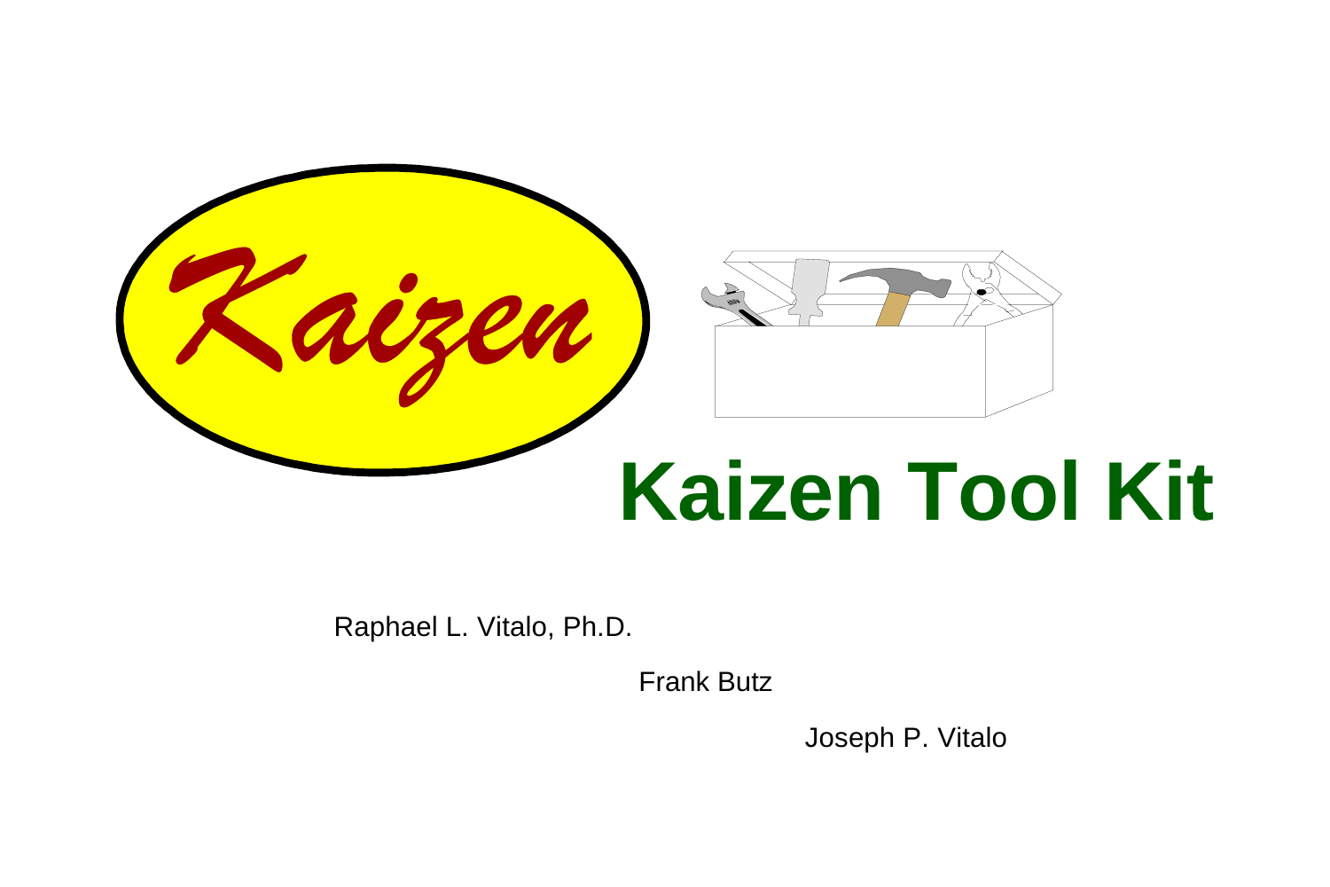Kaizen

# Kaizen Tool Kit

Raphael L. Vitalo, Ph.D.

Frank Butz

Joseph P. Vitalo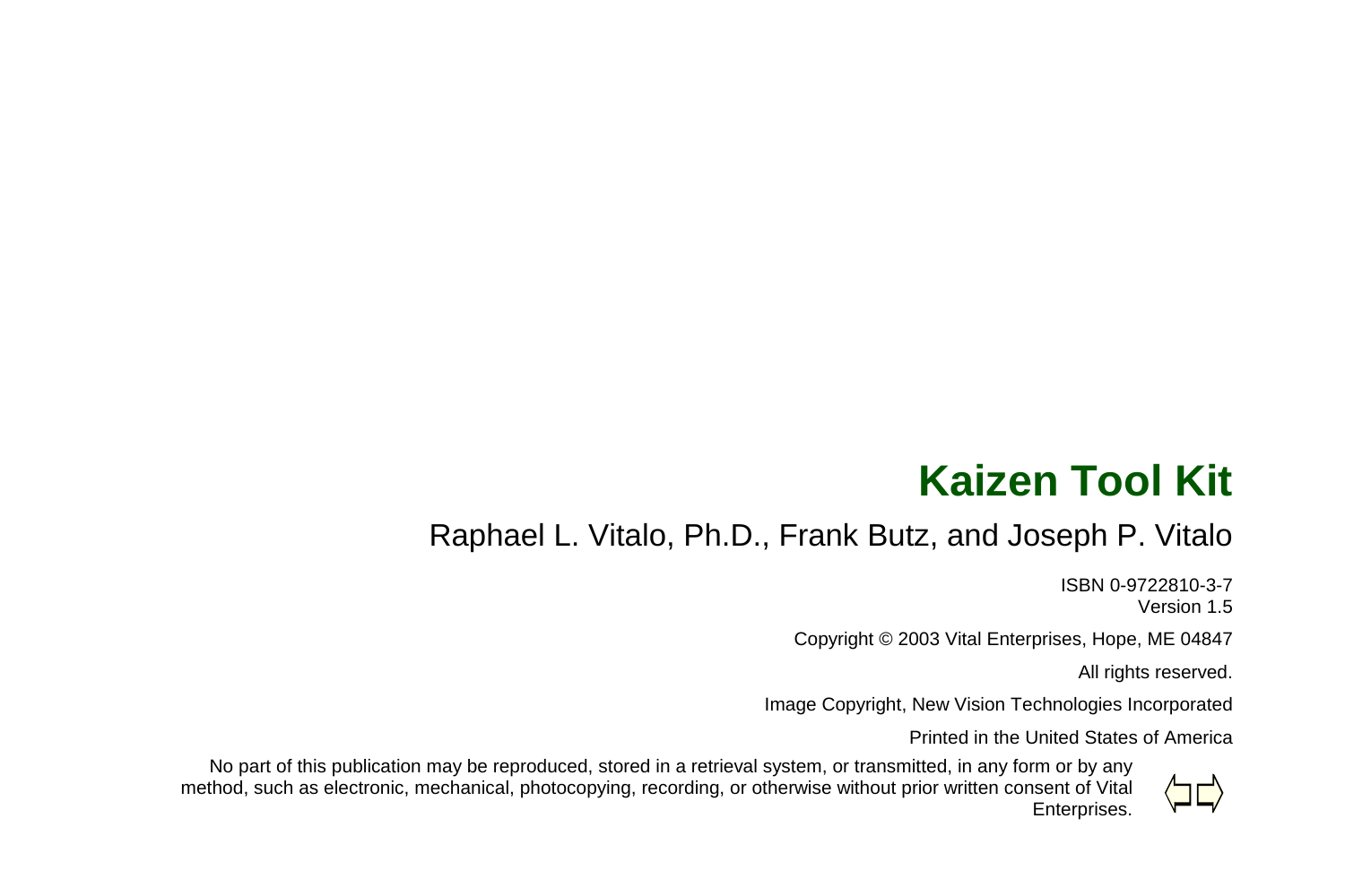# Kaizen Tool Kit

Raphael L. Vitalo, Ph.D., Frank Butz, and Joseph P. Vitalo

ISBN 0-9722810-3-7
Version 1.5

Copyright © 2003 Vital Enterprises, Hope, ME 04847

All rights reserved.

Image Copyright, New Vision Technologies Incorporated

Printed in the United States of America

No part of this publication may be reproduced, stored in a retrieval system, or transmitted, in any form or by any method, such as electronic, mechanical, photocopying, recording, or otherwise without prior written consent of Vital Enterprises.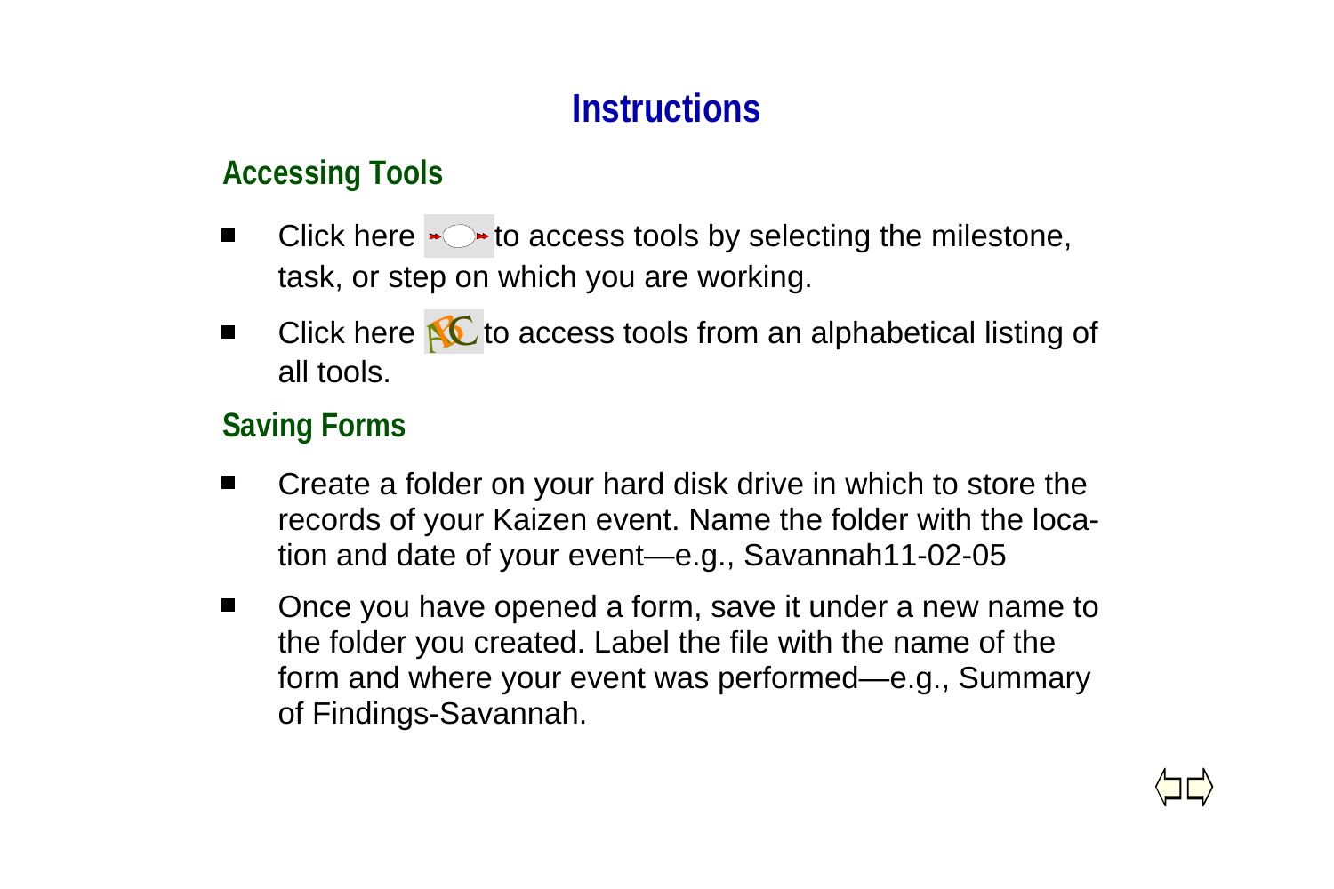# Instructions

## Accessing Tools

- Click here to access tools by selecting the milestone, task, or step on which you are working.
- Click here to access tools from an alphabetical listing of all tools.

## Saving Forms

- Create a folder on your hard disk drive in which to store the records of your Kaizen event. Name the folder with the location and date of your event—e.g., Savannah11-02-05
- Once you have opened a form, save it under a new name to the folder you created. Label the file with the name of the form and where your event was performed—e.g., Summary of Findings-Savannah.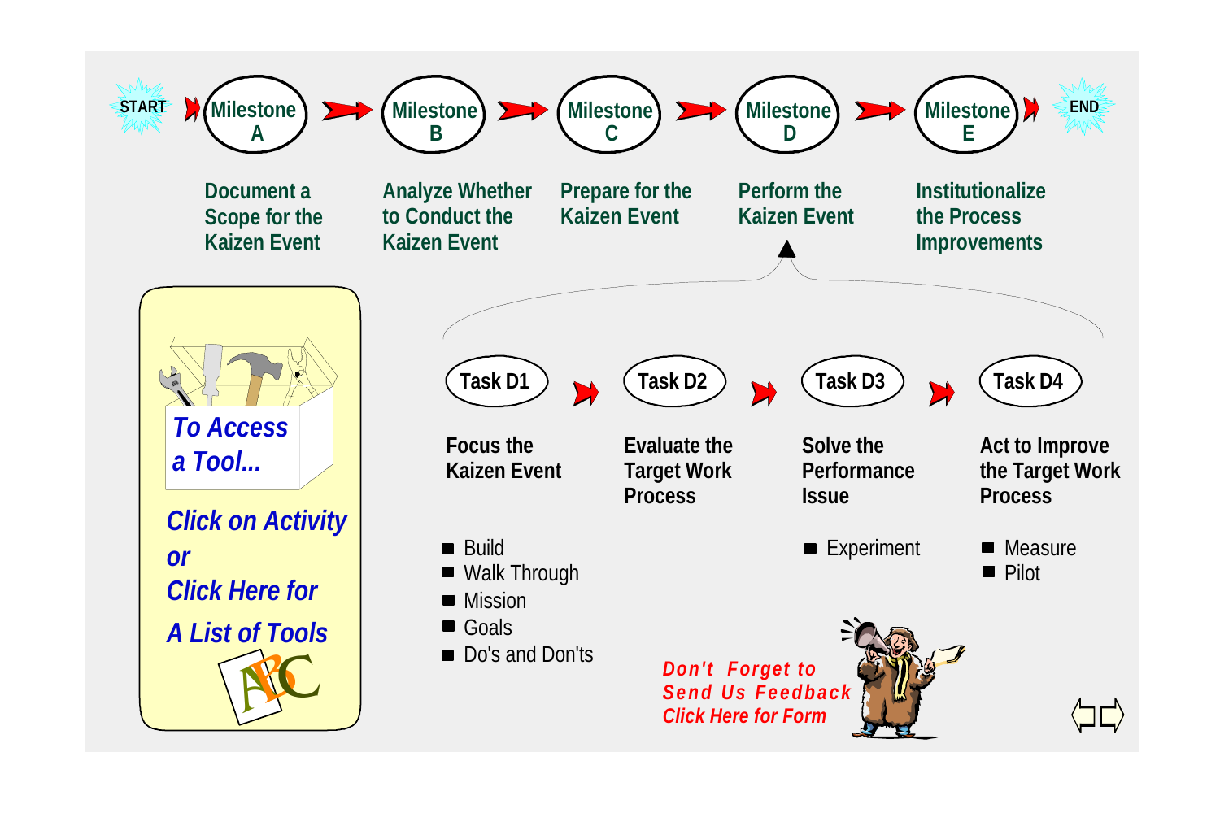START → **Milestone A** → **Milestone B** → **Milestone C** → **Milestone D** → **Milestone E** → END

| Milestone A | Milestone B | Milestone C | Milestone D | Milestone E |
|---|---|---|---|---|
| Document a Scope for the Kaizen Event | Analyze Whether to Conduct the Kaizen Event | Prepare for the Kaizen Event | Perform the Kaizen Event | Institutionalize the Process Improvements |

**Milestone D: Perform the Kaizen Event**

**Task D1** → **Task D2** → **Task D3** → **Task D4**

| Task D1 | Task D2 | Task D3 | Task D4 |
|---|---|---|---|
| Focus the Kaizen Event | Evaluate the Target Work Process | Solve the Performance Issue | Act to Improve the Target Work Process |

**Task D1**
- Build
- Walk Through
- Mission
- Goals
- Do's and Don'ts

**Task D3**
- Experiment

**Task D4**
- Measure
- Pilot

*To Access a Tool...*

*Click on Activity or Click Here for A List of Tools*

*Don't Forget to Send Us Feedback Click Here for Form*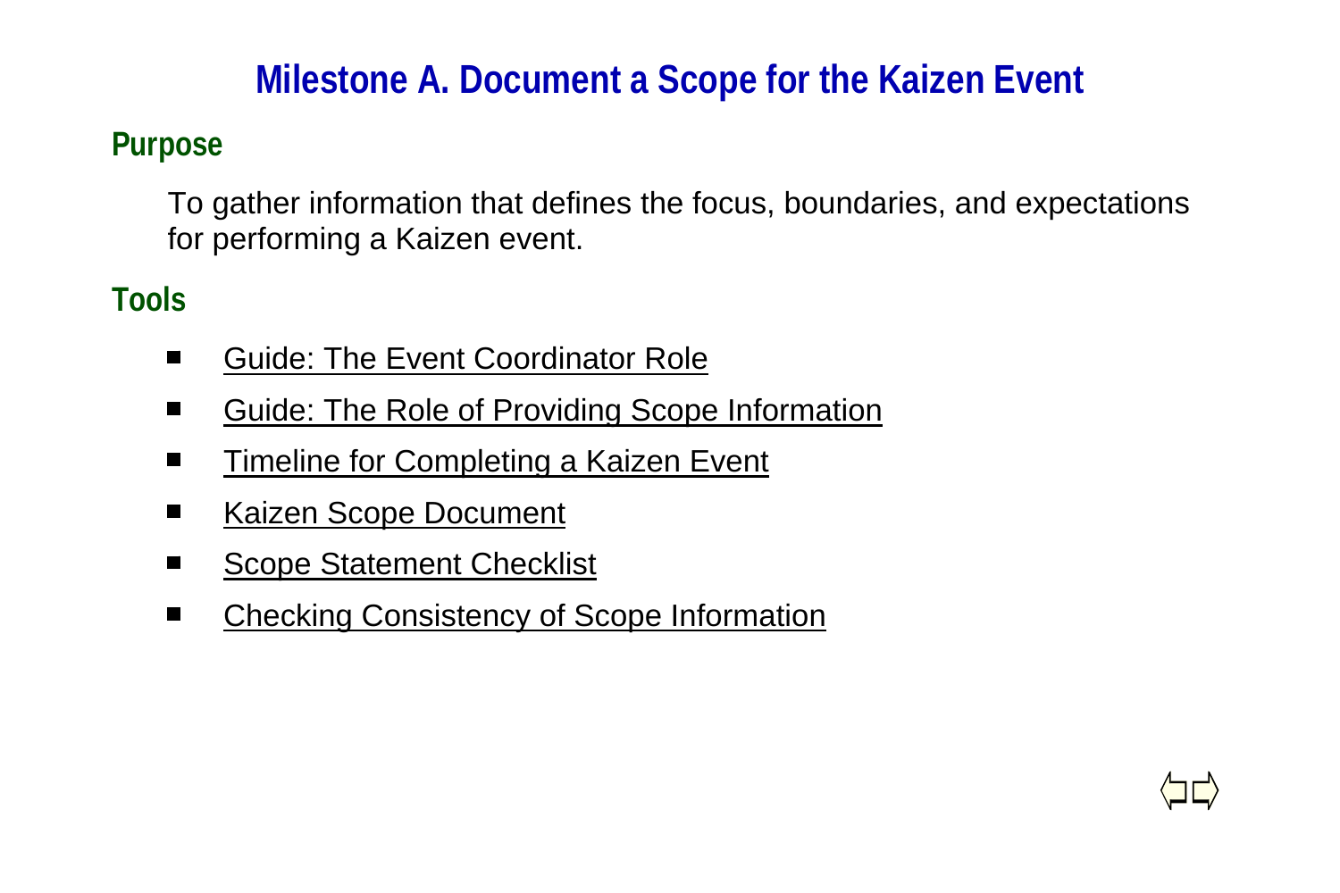# Milestone A. Document a Scope for the Kaizen Event

## Purpose

To gather information that defines the focus, boundaries, and expectations for performing a Kaizen event.

## Tools

- Guide: The Event Coordinator Role
- Guide: The Role of Providing Scope Information
- Timeline for Completing a Kaizen Event
- Kaizen Scope Document
- Scope Statement Checklist
- Checking Consistency of Scope Information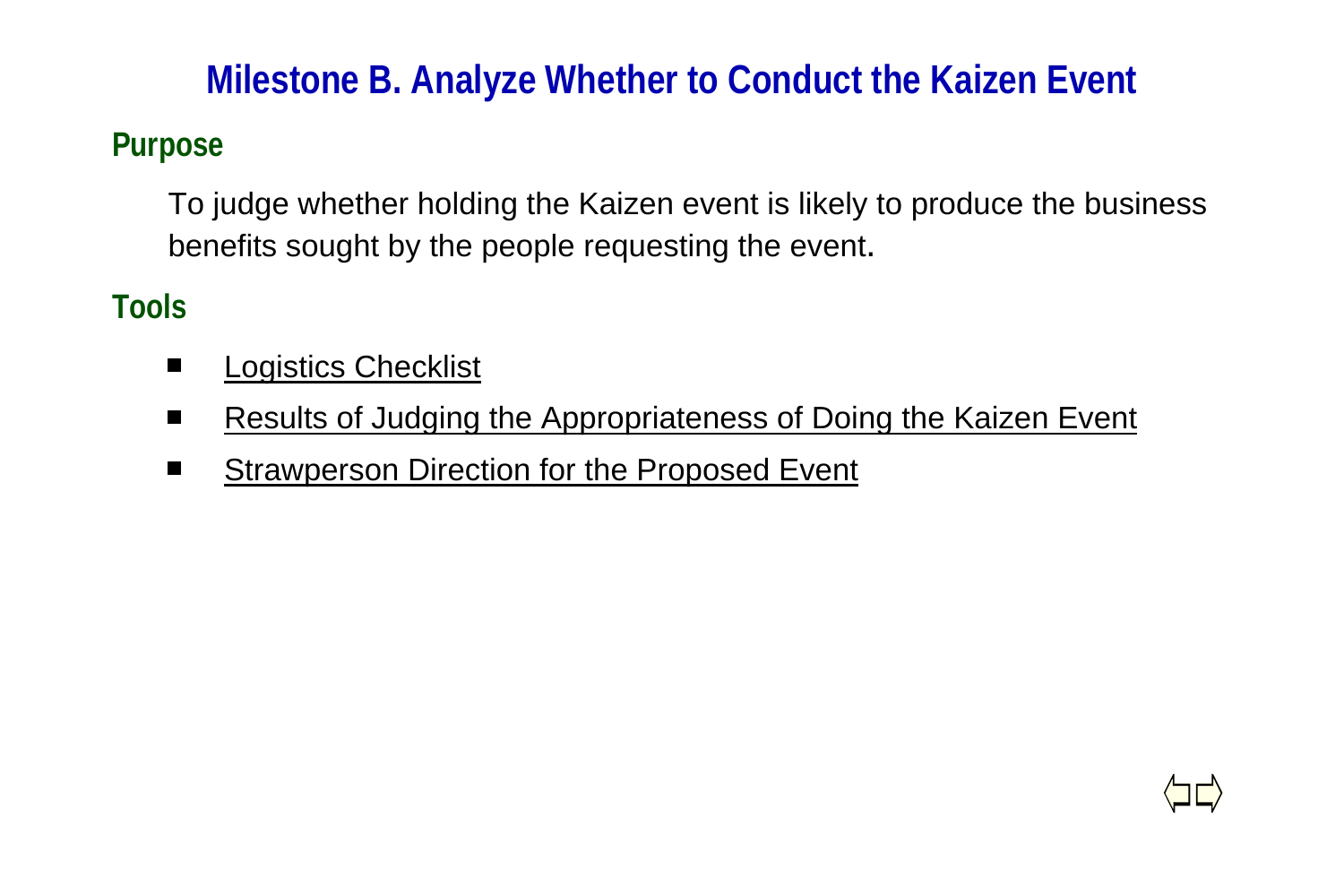# Milestone B. Analyze Whether to Conduct the Kaizen Event

## Purpose

To judge whether holding the Kaizen event is likely to produce the business benefits sought by the people requesting the event.

## Tools

- Logistics Checklist
- Results of Judging the Appropriateness of Doing the Kaizen Event
- Strawperson Direction for the Proposed Event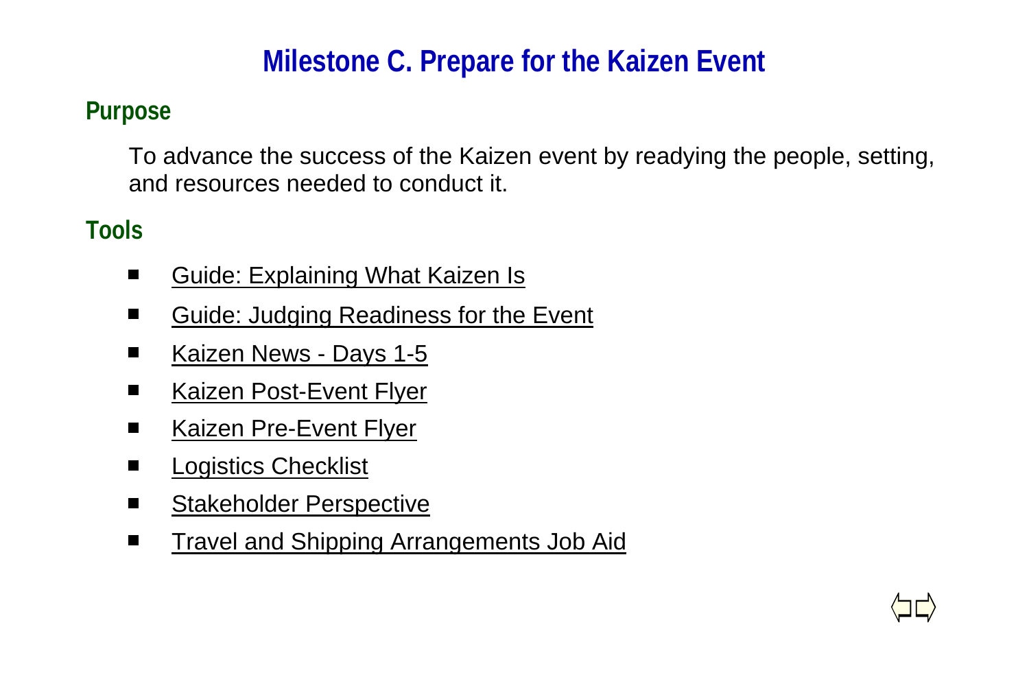# Milestone C. Prepare for the Kaizen Event

## Purpose

To advance the success of the Kaizen event by readying the people, setting, and resources needed to conduct it.

## Tools

- Guide: Explaining What Kaizen Is
- Guide: Judging Readiness for the Event
- Kaizen News - Days 1-5
- Kaizen Post-Event Flyer
- Kaizen Pre-Event Flyer
- Logistics Checklist
- Stakeholder Perspective
- Travel and Shipping Arrangements Job Aid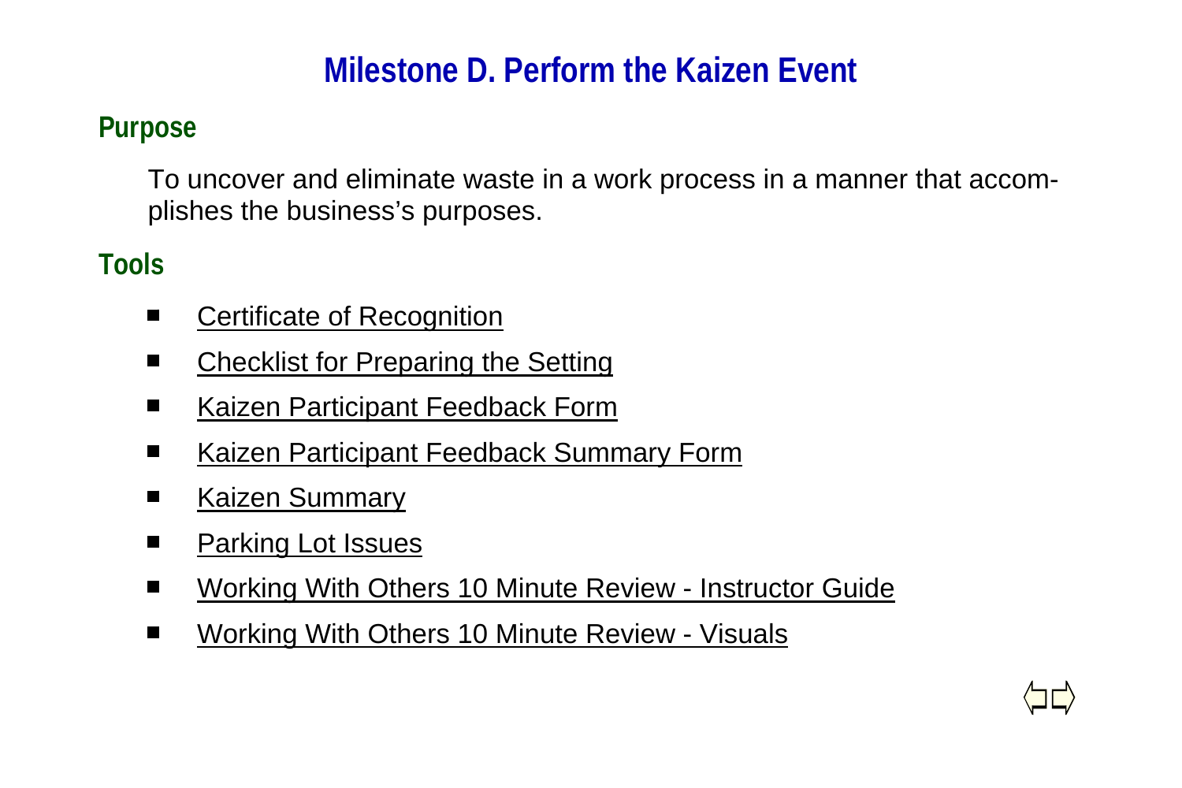# Milestone D. Perform the Kaizen Event

## Purpose

To uncover and eliminate waste in a work process in a manner that accomplishes the business's purposes.

## Tools

- Certificate of Recognition
- Checklist for Preparing the Setting
- Kaizen Participant Feedback Form
- Kaizen Participant Feedback Summary Form
- Kaizen Summary
- Parking Lot Issues
- Working With Others 10 Minute Review - Instructor Guide
- Working With Others 10 Minute Review - Visuals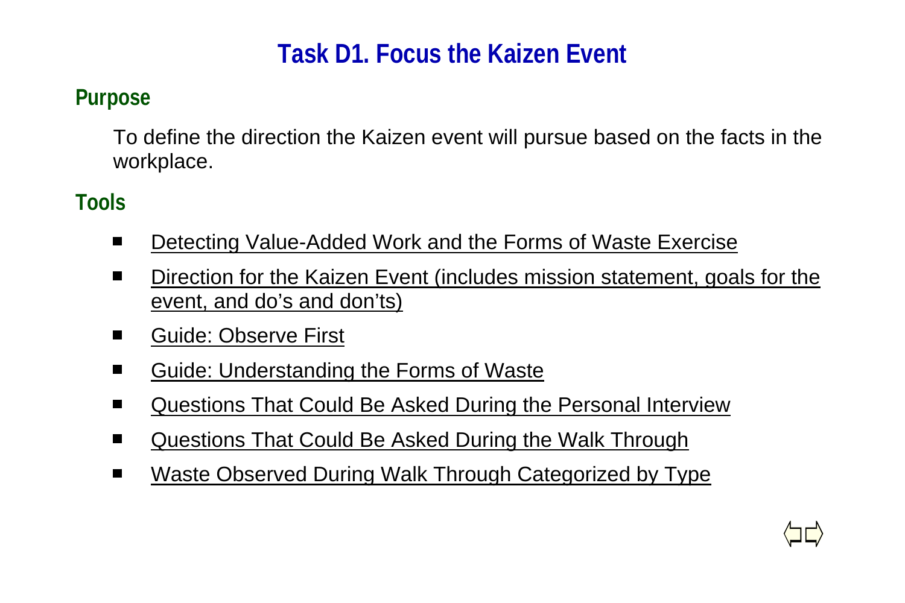# Task D1. Focus the Kaizen Event

## Purpose

To define the direction the Kaizen event will pursue based on the facts in the workplace.

## Tools

- Detecting Value-Added Work and the Forms of Waste Exercise
- Direction for the Kaizen Event (includes mission statement, goals for the event, and do's and don'ts)
- Guide: Observe First
- Guide: Understanding the Forms of Waste
- Questions That Could Be Asked During the Personal Interview
- Questions That Could Be Asked During the Walk Through
- Waste Observed During Walk Through Categorized by Type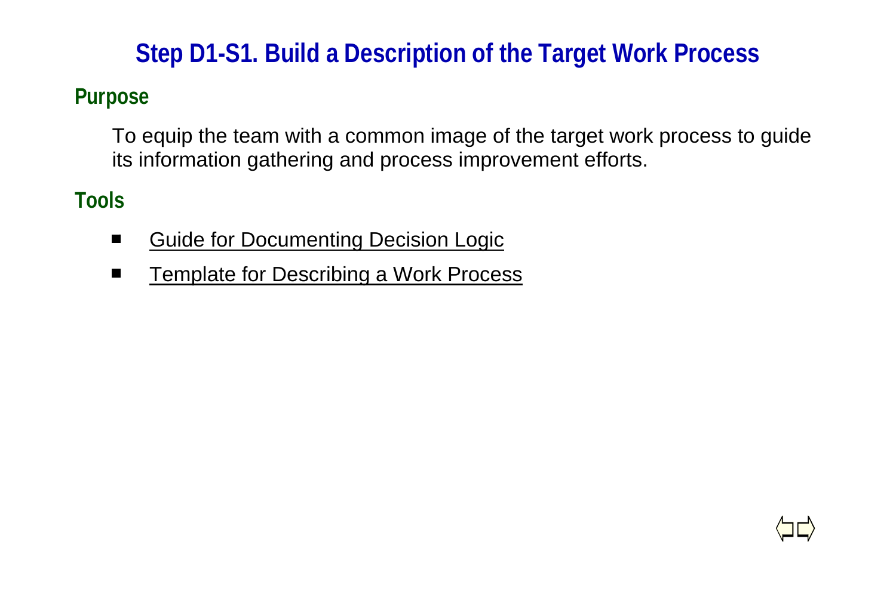# Step D1-S1. Build a Description of the Target Work Process

## Purpose

To equip the team with a common image of the target work process to guide its information gathering and process improvement efforts.

## Tools

- Guide for Documenting Decision Logic
- Template for Describing a Work Process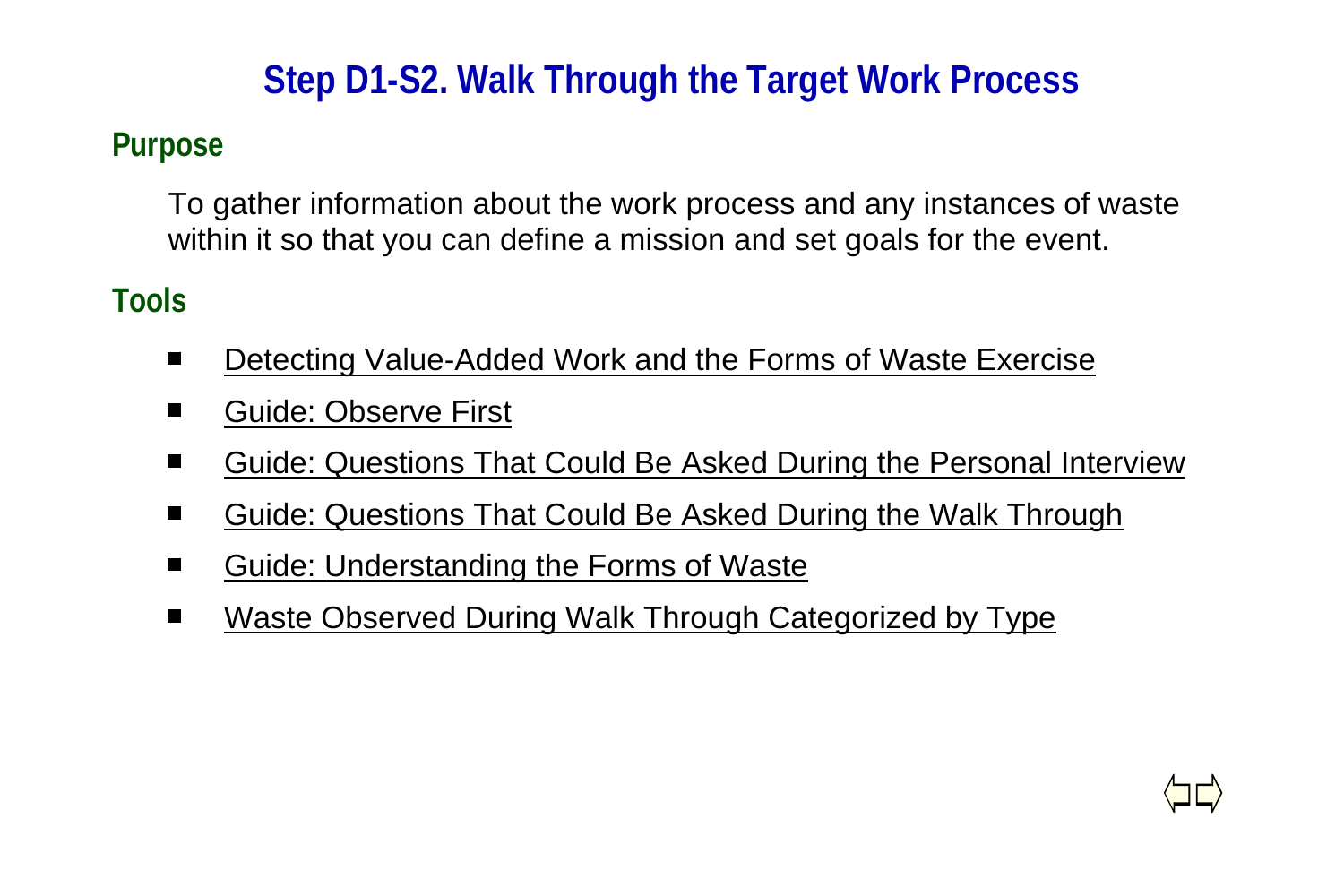# Step D1-S2. Walk Through the Target Work Process

## Purpose

To gather information about the work process and any instances of waste within it so that you can define a mission and set goals for the event.

## Tools

- Detecting Value-Added Work and the Forms of Waste Exercise
- Guide: Observe First
- Guide: Questions That Could Be Asked During the Personal Interview
- Guide: Questions That Could Be Asked During the Walk Through
- Guide: Understanding the Forms of Waste
- Waste Observed During Walk Through Categorized by Type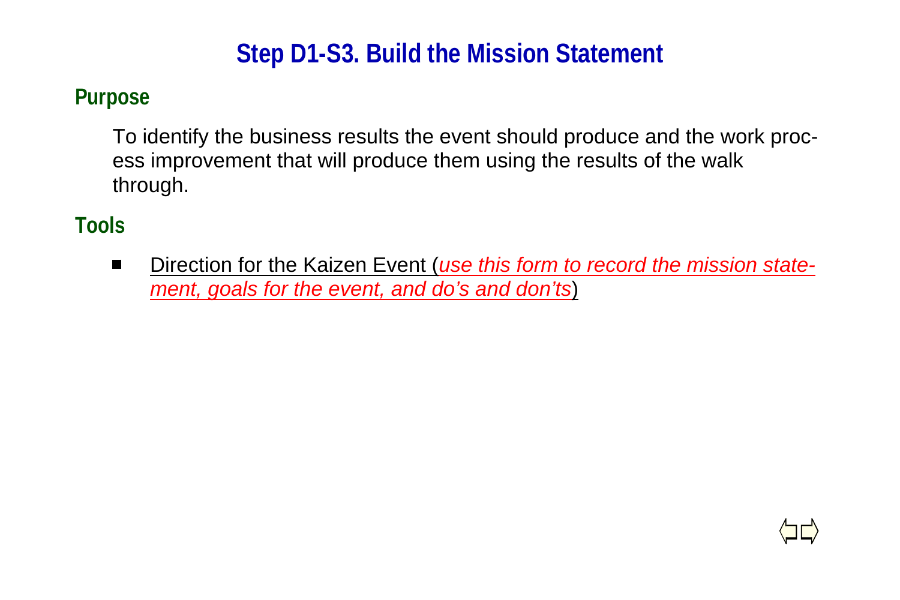# Step D1-S3. Build the Mission Statement

## Purpose

To identify the business results the event should produce and the work process improvement that will produce them using the results of the walk through.

## Tools

- Direction for the Kaizen Event (*use this form to record the mission statement, goals for the event, and do's and don'ts*)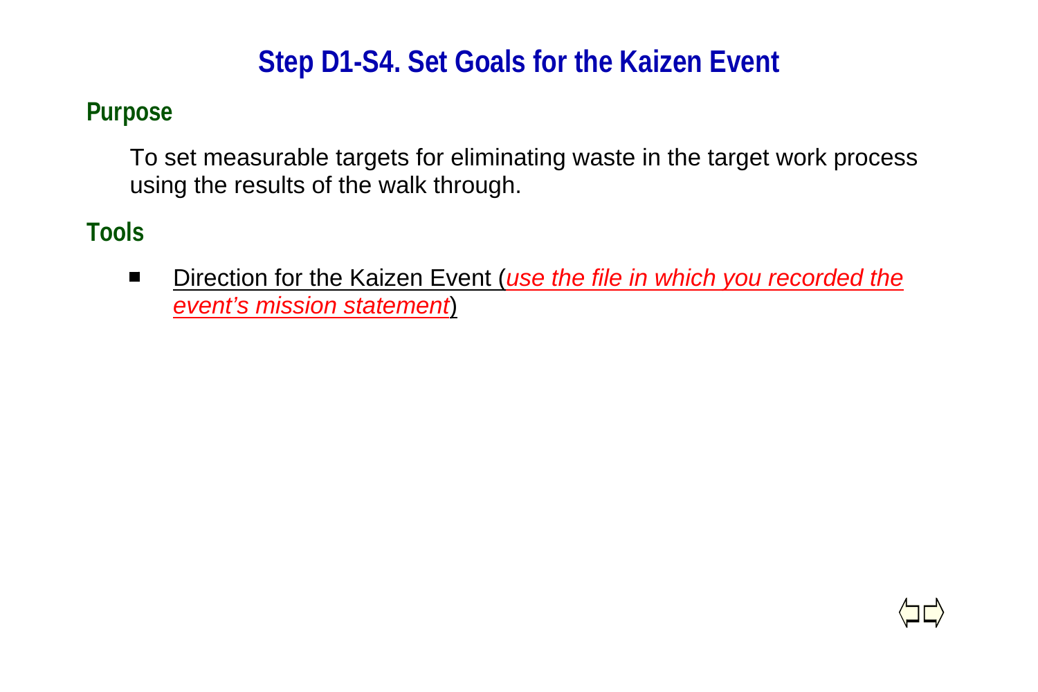# Step D1-S4. Set Goals for the Kaizen Event

## Purpose

To set measurable targets for eliminating waste in the target work process using the results of the walk through.

## Tools

- Direction for the Kaizen Event (*use the file in which you recorded the event's mission statement*)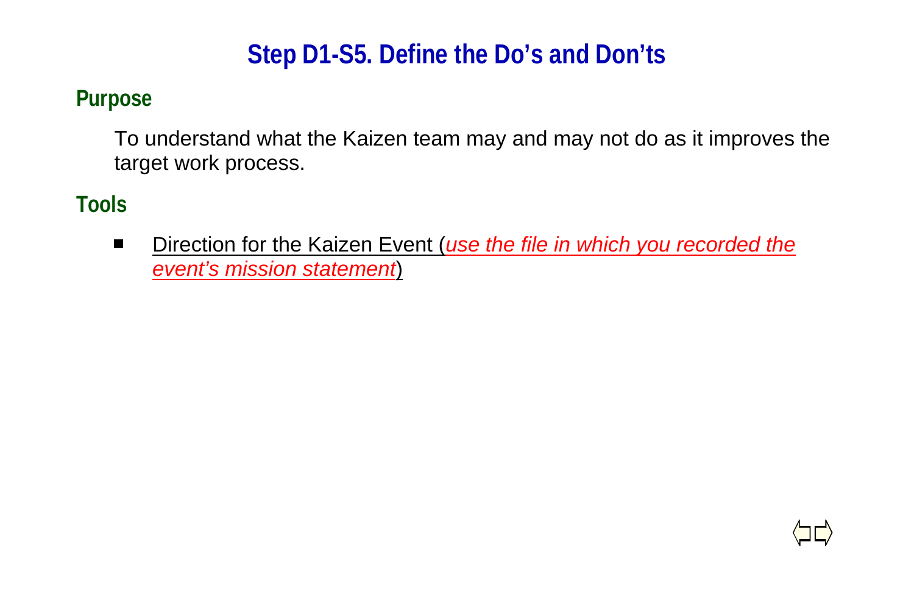# Step D1-S5. Define the Do's and Don'ts

## Purpose

To understand what the Kaizen team may and may not do as it improves the target work process.

## Tools

- Direction for the Kaizen Event (*use the file in which you recorded the event's mission statement*)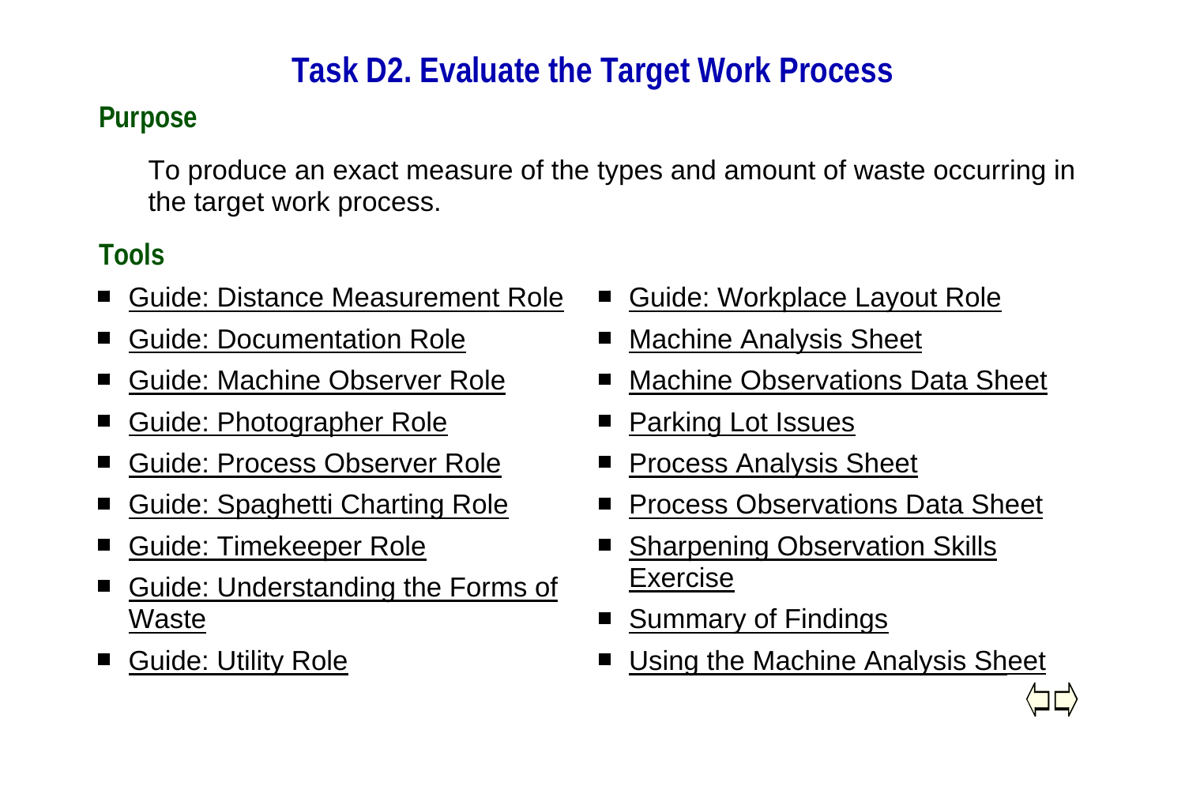# Task D2. Evaluate the Target Work Process

## Purpose

To produce an exact measure of the types and amount of waste occurring in the target work process.

## Tools

- Guide: Distance Measurement Role
- Guide: Documentation Role
- Guide: Machine Observer Role
- Guide: Photographer Role
- Guide: Process Observer Role
- Guide: Spaghetti Charting Role
- Guide: Timekeeper Role
- Guide: Understanding the Forms of Waste
- Guide: Utility Role
- Guide: Workplace Layout Role
- Machine Analysis Sheet
- Machine Observations Data Sheet
- Parking Lot Issues
- Process Analysis Sheet
- Process Observations Data Sheet
- Sharpening Observation Skills Exercise
- Summary of Findings
- Using the Machine Analysis Sheet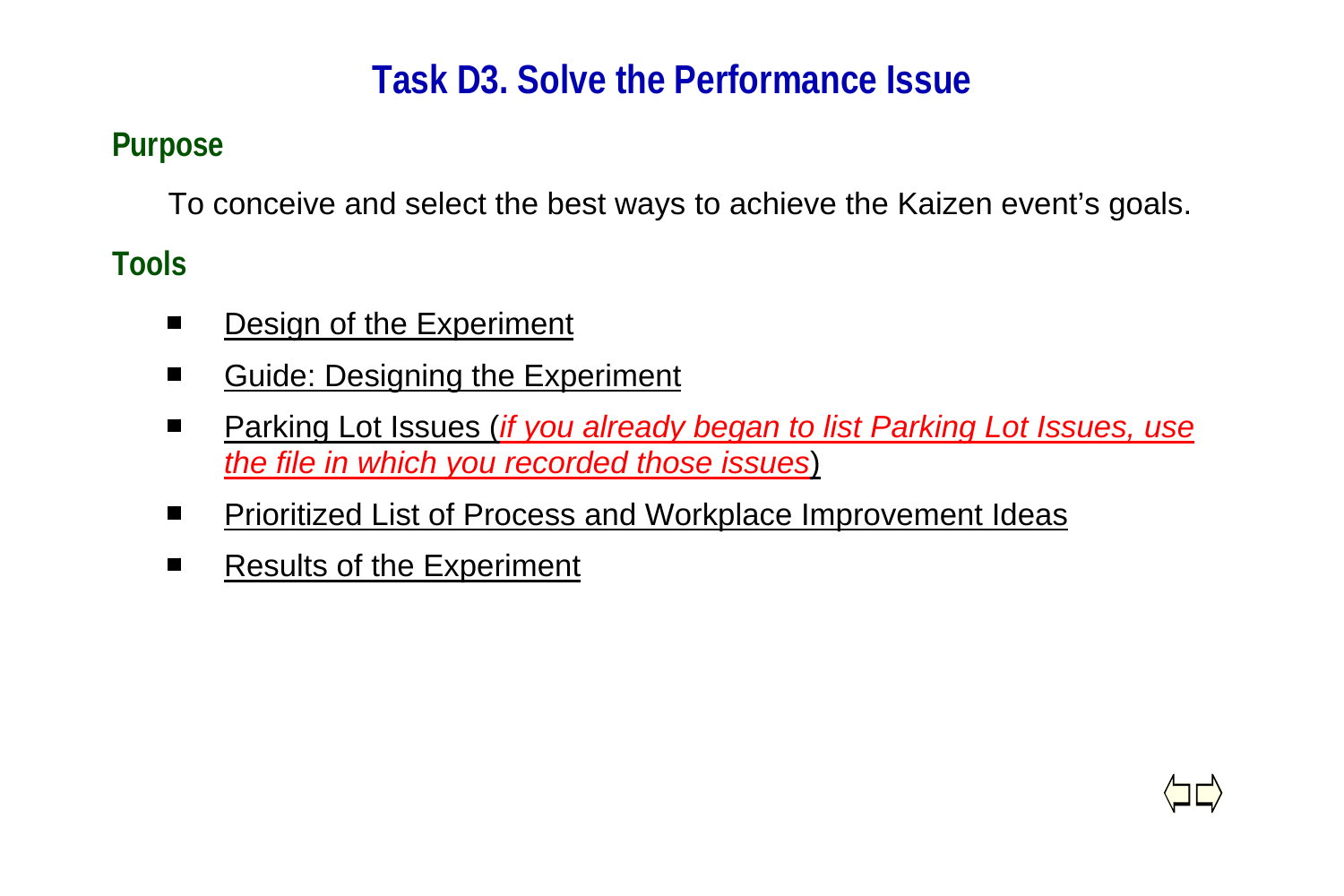# Task D3. Solve the Performance Issue

## Purpose

To conceive and select the best ways to achieve the Kaizen event's goals.

## Tools

- Design of the Experiment
- Guide: Designing the Experiment
- Parking Lot Issues (*if you already began to list Parking Lot Issues, use the file in which you recorded those issues*)
- Prioritized List of Process and Workplace Improvement Ideas
- Results of the Experiment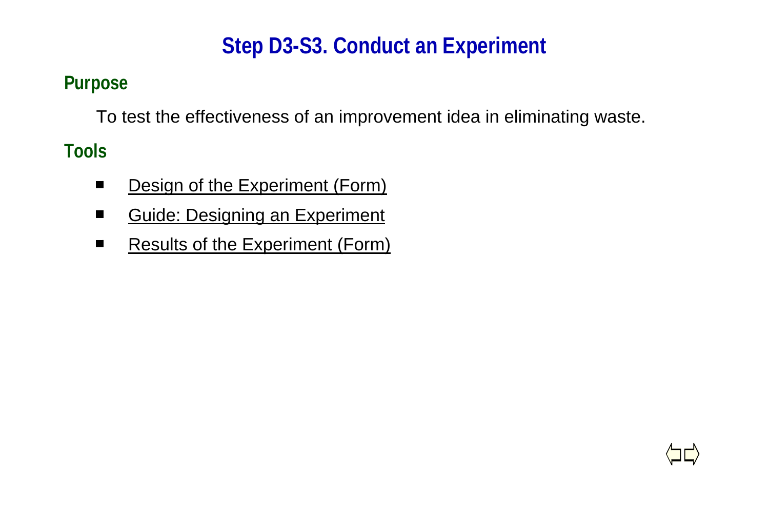# Step D3-S3. Conduct an Experiment

## Purpose

To test the effectiveness of an improvement idea in eliminating waste.

## Tools

- Design of the Experiment (Form)
- Guide: Designing an Experiment
- Results of the Experiment (Form)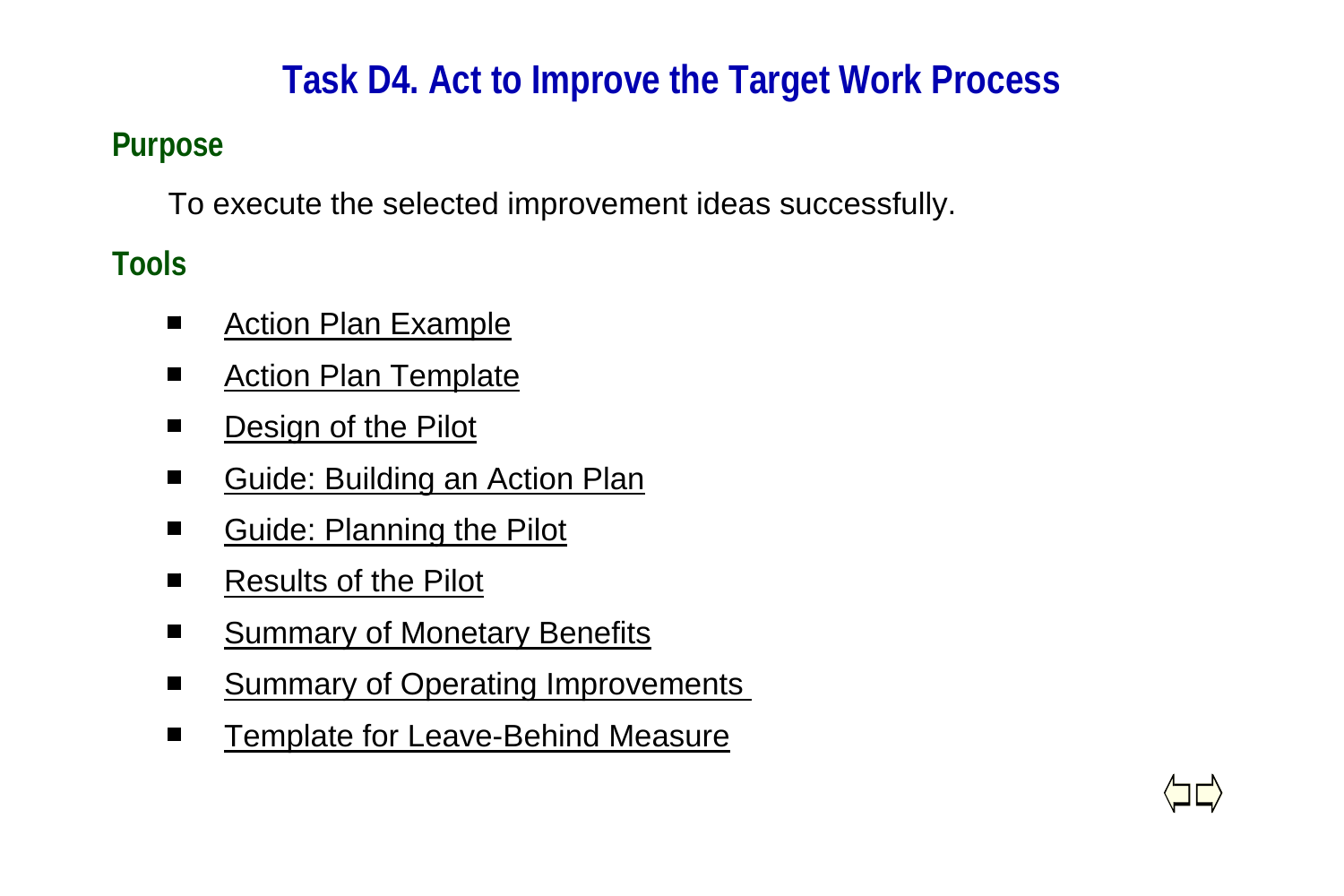# Task D4. Act to Improve the Target Work Process

## Purpose

To execute the selected improvement ideas successfully.

## Tools

- Action Plan Example
- Action Plan Template
- Design of the Pilot
- Guide: Building an Action Plan
- Guide: Planning the Pilot
- Results of the Pilot
- Summary of Monetary Benefits
- Summary of Operating Improvements
- Template for Leave-Behind Measure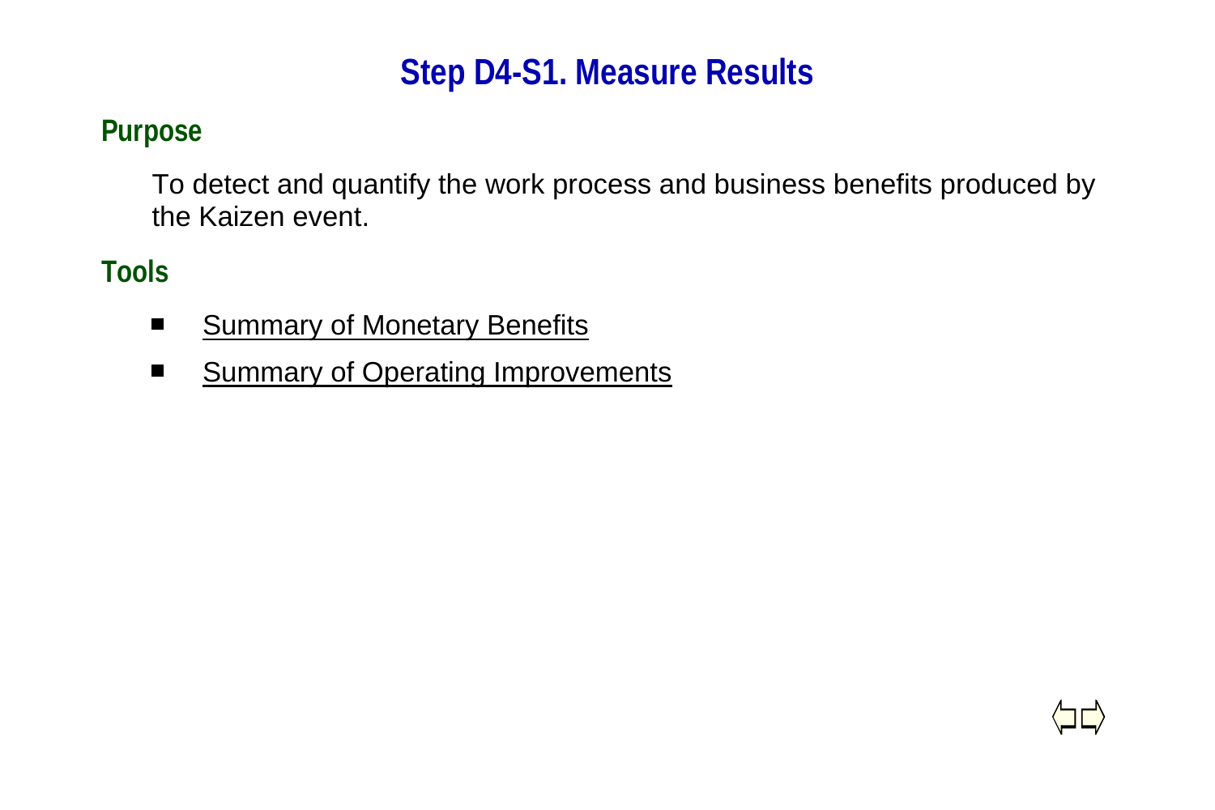# Step D4-S1. Measure Results

## Purpose

To detect and quantify the work process and business benefits produced by the Kaizen event.

## Tools

- Summary of Monetary Benefits
- Summary of Operating Improvements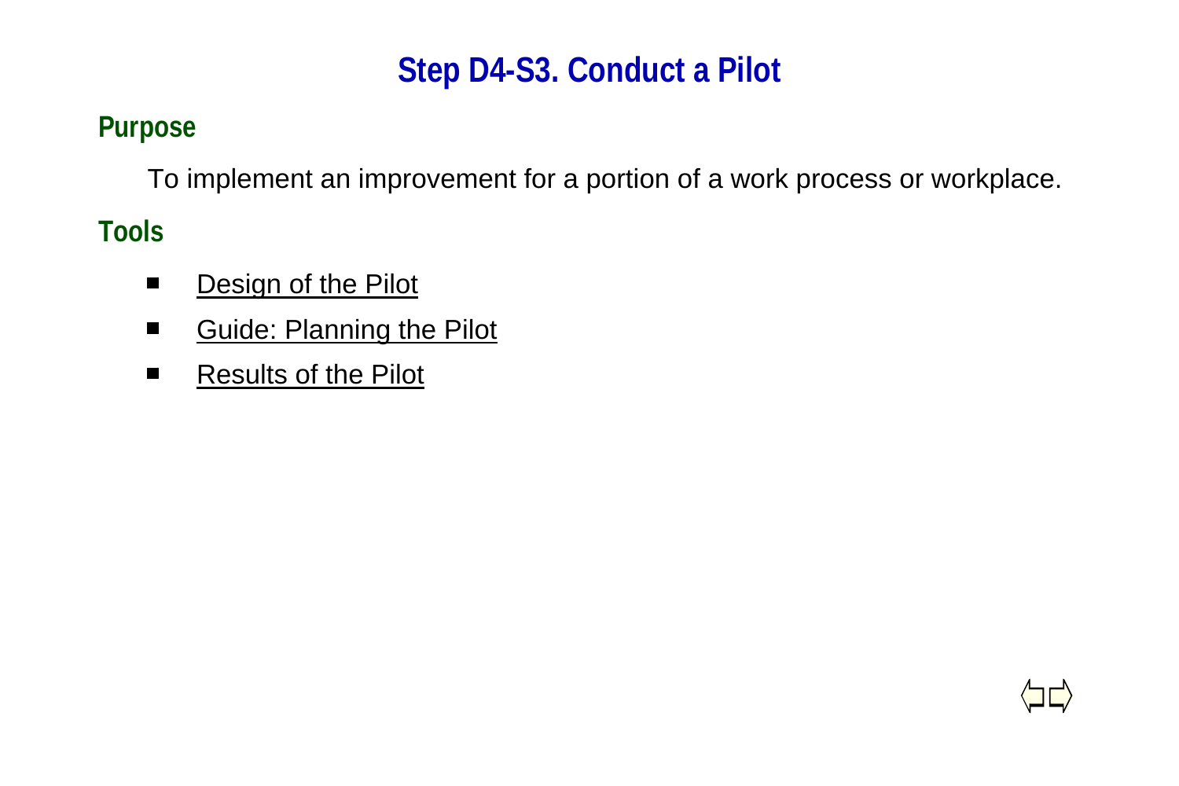# Step D4-S3. Conduct a Pilot

## Purpose

To implement an improvement for a portion of a work process or workplace.

## Tools

- Design of the Pilot
- Guide: Planning the Pilot
- Results of the Pilot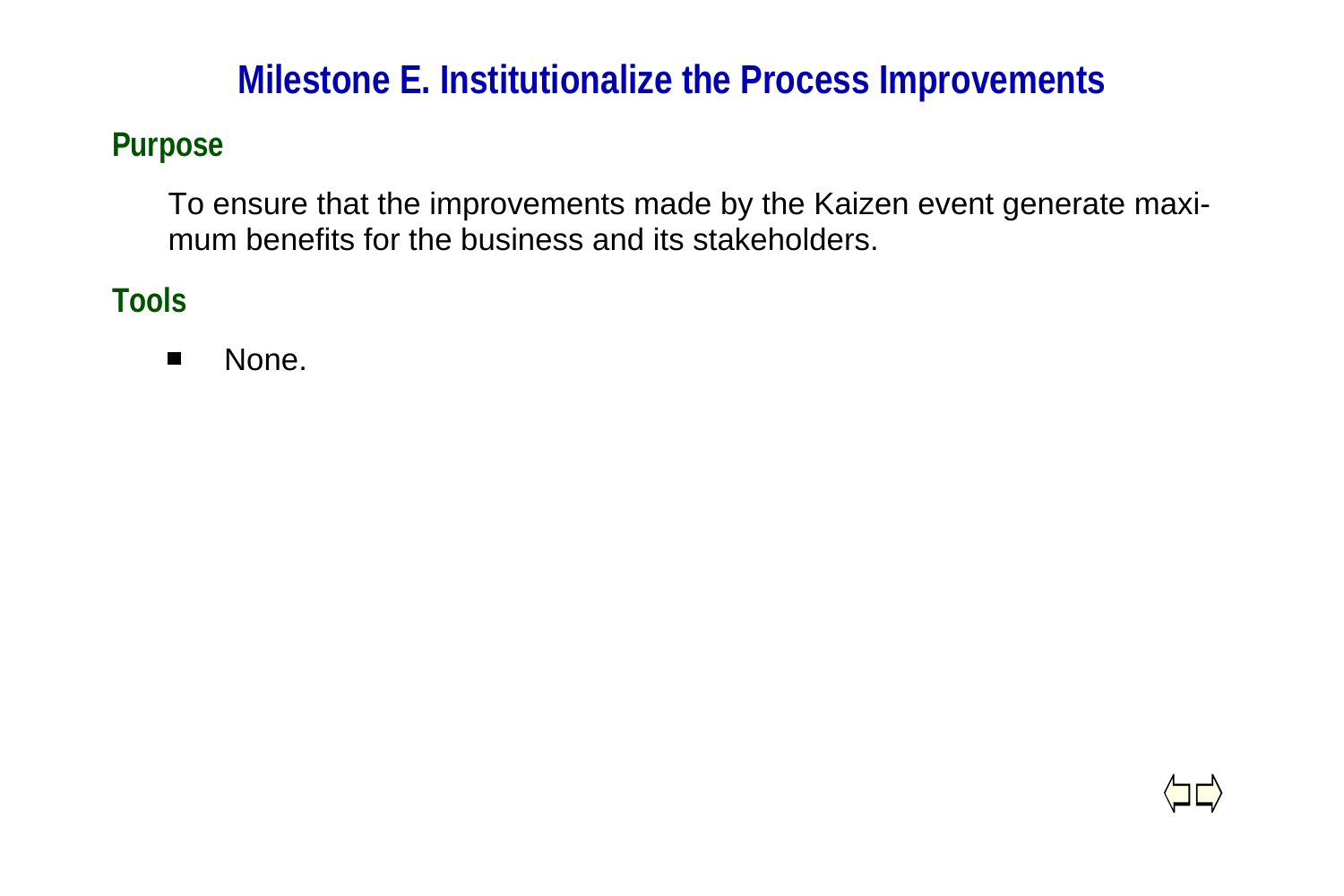# Milestone E. Institutionalize the Process Improvements

## Purpose

To ensure that the improvements made by the Kaizen event generate maximum benefits for the business and its stakeholders.

## Tools

- None.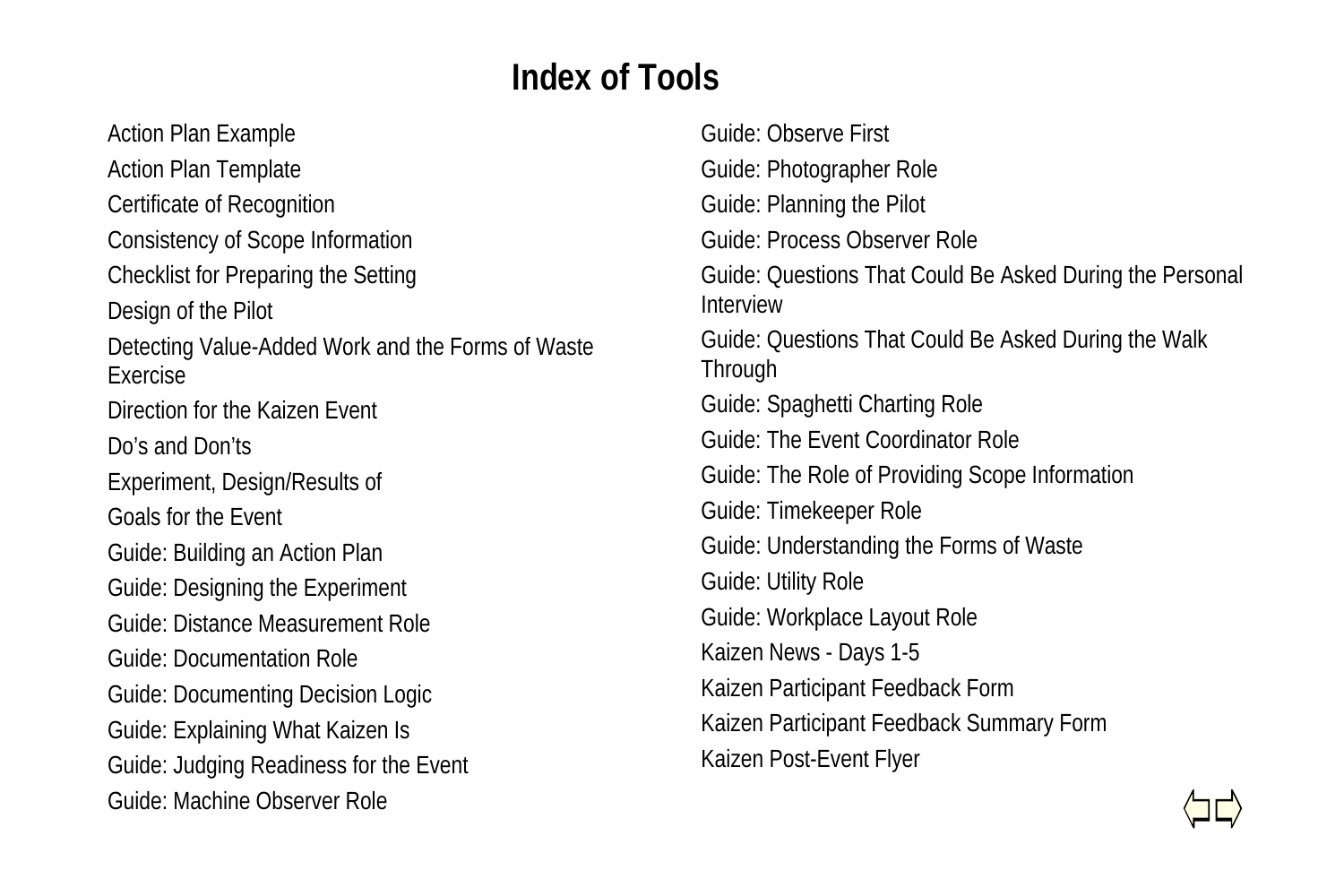# Index of Tools

Action Plan Example

Action Plan Template

Certificate of Recognition

Consistency of Scope Information

Checklist for Preparing the Setting

Design of the Pilot

Detecting Value-Added Work and the Forms of Waste Exercise

Direction for the Kaizen Event

Do's and Don'ts

Experiment, Design/Results of

Goals for the Event

Guide: Building an Action Plan

Guide: Designing the Experiment

Guide: Distance Measurement Role

Guide: Documentation Role

Guide: Documenting Decision Logic

Guide: Explaining What Kaizen Is

Guide: Judging Readiness for the Event

Guide: Machine Observer Role

Guide: Observe First

Guide: Photographer Role

Guide: Planning the Pilot

Guide: Process Observer Role

Guide: Questions That Could Be Asked During the Personal Interview

Guide: Questions That Could Be Asked During the Walk Through

Guide: Spaghetti Charting Role

Guide: The Event Coordinator Role

Guide: The Role of Providing Scope Information

Guide: Timekeeper Role

Guide: Understanding the Forms of Waste

Guide: Utility Role

Guide: Workplace Layout Role

Kaizen News - Days 1-5

Kaizen Participant Feedback Form

Kaizen Participant Feedback Summary Form

Kaizen Post-Event Flyer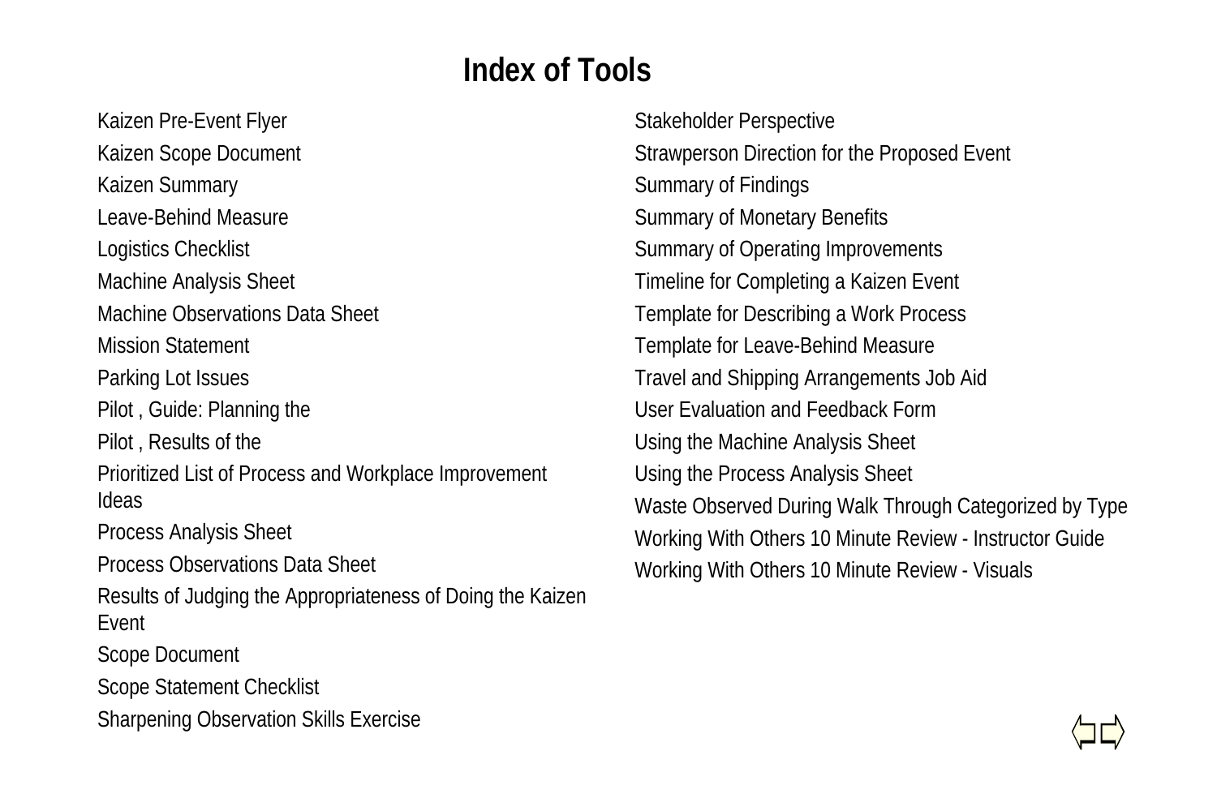# Index of Tools

- Kaizen Pre-Event Flyer
- Kaizen Scope Document
- Kaizen Summary
- Leave-Behind Measure
- Logistics Checklist
- Machine Analysis Sheet
- Machine Observations Data Sheet
- Mission Statement
- Parking Lot Issues
- Pilot , Guide: Planning the
- Pilot , Results of the
- Prioritized List of Process and Workplace Improvement Ideas
- Process Analysis Sheet
- Process Observations Data Sheet
- Results of Judging the Appropriateness of Doing the Kaizen Event
- Scope Document
- Scope Statement Checklist
- Sharpening Observation Skills Exercise
- Stakeholder Perspective
- Strawperson Direction for the Proposed Event
- Summary of Findings
- Summary of Monetary Benefits
- Summary of Operating Improvements
- Timeline for Completing a Kaizen Event
- Template for Describing a Work Process
- Template for Leave-Behind Measure
- Travel and Shipping Arrangements Job Aid
- User Evaluation and Feedback Form
- Using the Machine Analysis Sheet
- Using the Process Analysis Sheet
- Waste Observed During Walk Through Categorized by Type
- Working With Others 10 Minute Review - Instructor Guide
- Working With Others 10 Minute Review - Visuals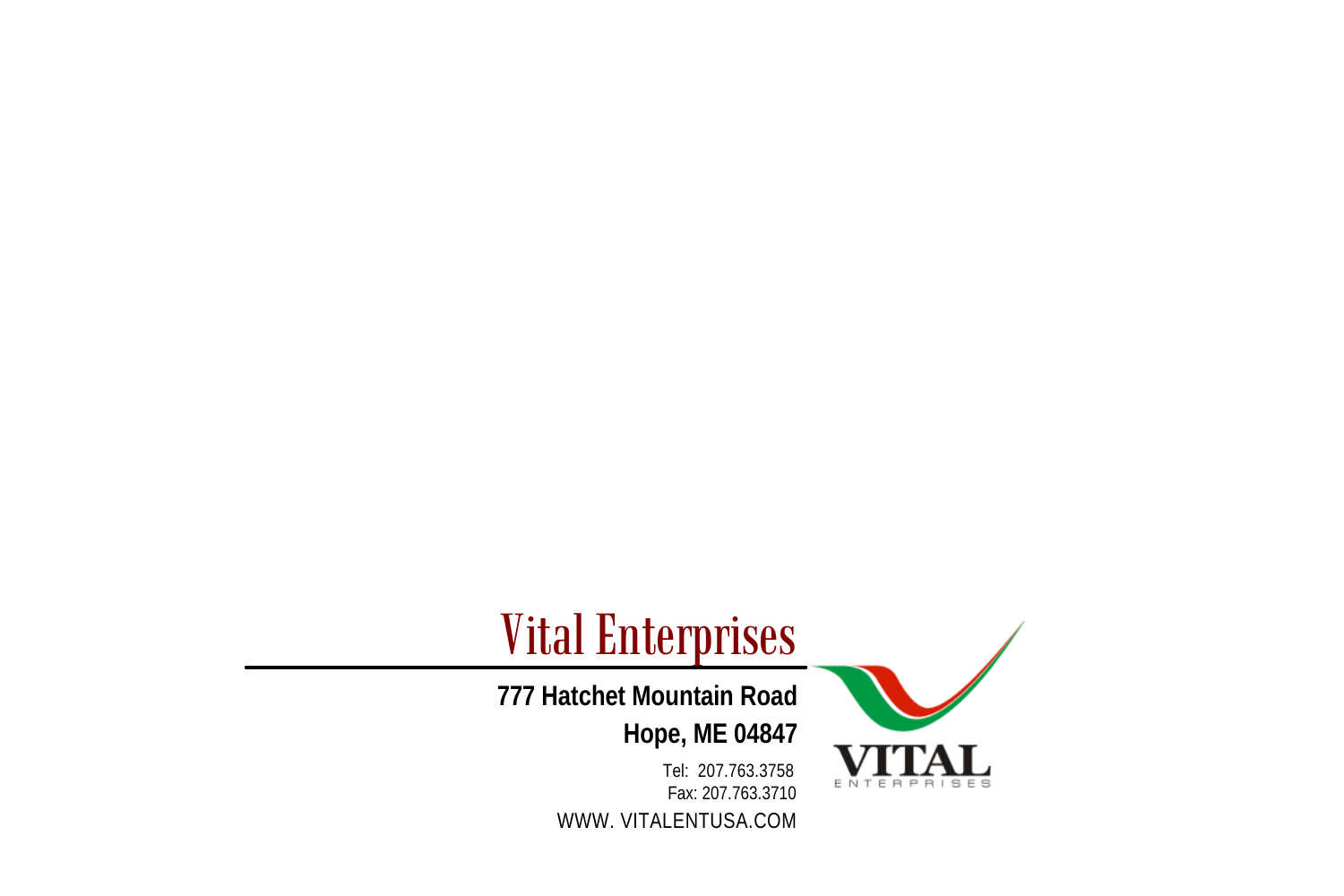# Vital Enterprises

**777 Hatchet Mountain Road**

**Hope, ME 04847**

Tel: 207.763.3758
Fax: 207.763.3710

WWW. VITALENTUSA.COM

VITAL
ENTERPRISES